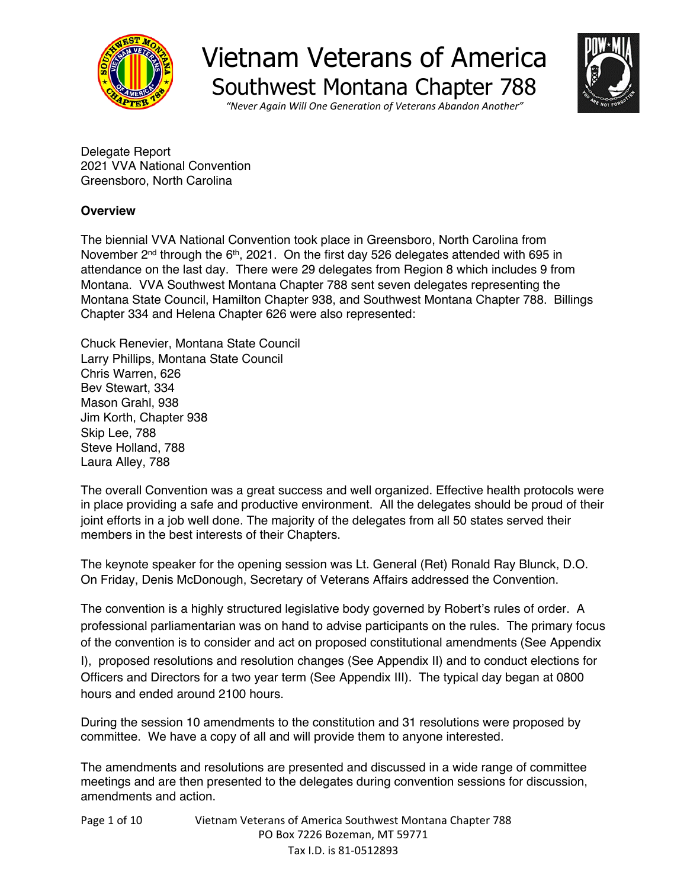# Vietnam Veterans of America

## Southwest Montana Chapter 788

*"Never Again Will One Generation of Veterans Abandon Another"*

Delegate Report
2021 VVA National Convention
Greensboro, North Carolina

**Overview**

The biennial VVA National Convention took place in Greensboro, North Carolina from November 2nd through the 6th, 2021. On the first day 526 delegates attended with 695 in attendance on the last day. There were 29 delegates from Region 8 which includes 9 from Montana. VVA Southwest Montana Chapter 788 sent seven delegates representing the Montana State Council, Hamilton Chapter 938, and Southwest Montana Chapter 788. Billings Chapter 334 and Helena Chapter 626 were also represented:

Chuck Renevier, Montana State Council
Larry Phillips, Montana State Council
Chris Warren, 626
Bev Stewart, 334
Mason Grahl, 938
Jim Korth, Chapter 938
Skip Lee, 788
Steve Holland, 788
Laura Alley, 788

The overall Convention was a great success and well organized. Effective health protocols were in place providing a safe and productive environment. All the delegates should be proud of their joint efforts in a job well done. The majority of the delegates from all 50 states served their members in the best interests of their Chapters.

The keynote speaker for the opening session was Lt. General (Ret) Ronald Ray Blunck, D.O. On Friday, Denis McDonough, Secretary of Veterans Affairs addressed the Convention.

The convention is a highly structured legislative body governed by Robert's rules of order. A professional parliamentarian was on hand to advise participants on the rules. The primary focus of the convention is to consider and act on proposed constitutional amendments (See Appendix I), proposed resolutions and resolution changes (See Appendix II) and to conduct elections for Officers and Directors for a two year term (See Appendix III). The typical day began at 0800 hours and ended around 2100 hours.

During the session 10 amendments to the constitution and 31 resolutions were proposed by committee. We have a copy of all and will provide them to anyone interested.

The amendments and resolutions are presented and discussed in a wide range of committee meetings and are then presented to the delegates during convention sessions for discussion, amendments and action.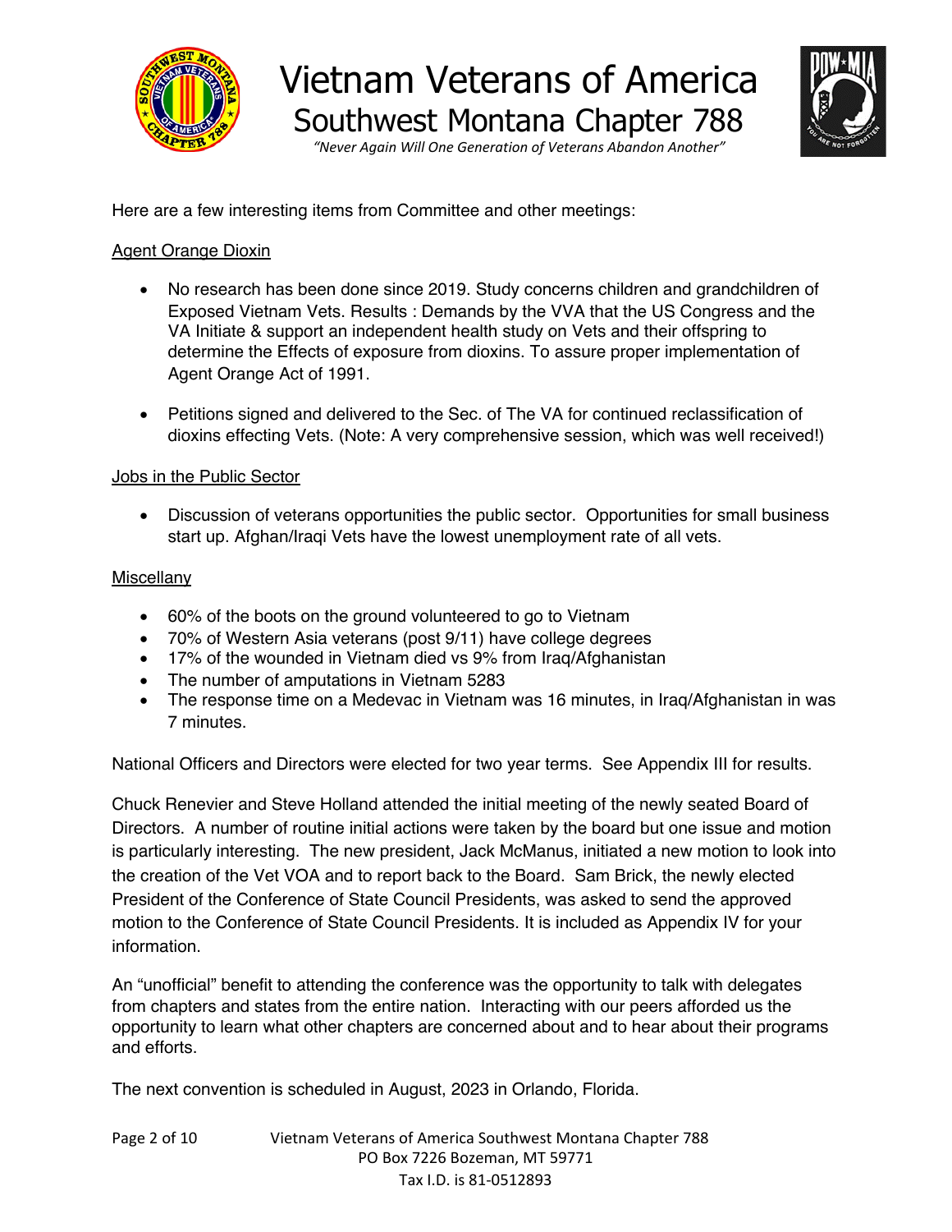Here are a few interesting items from Committee and other meetings:

Agent Orange Dioxin

- No research has been done since 2019. Study concerns children and grandchildren of Exposed Vietnam Vets. Results : Demands by the VVA that the US Congress and the VA Initiate & support an independent health study on Vets and their offspring to determine the Effects of exposure from dioxins. To assure proper implementation of Agent Orange Act of 1991.
- Petitions signed and delivered to the Sec. of The VA for continued reclassification of dioxins effecting Vets. (Note: A very comprehensive session, which was well received!)

Jobs in the Public Sector

- Discussion of veterans opportunities the public sector. Opportunities for small business start up. Afghan/Iraqi Vets have the lowest unemployment rate of all vets.

Miscellany

- 60% of the boots on the ground volunteered to go to Vietnam
- 70% of Western Asia veterans (post 9/11) have college degrees
- 17% of the wounded in Vietnam died vs 9% from Iraq/Afghanistan
- The number of amputations in Vietnam 5283
- The response time on a Medevac in Vietnam was 16 minutes, in Iraq/Afghanistan in was 7 minutes.

National Officers and Directors were elected for two year terms. See Appendix III for results.

Chuck Renevier and Steve Holland attended the initial meeting of the newly seated Board of Directors. A number of routine initial actions were taken by the board but one issue and motion is particularly interesting. The new president, Jack McManus, initiated a new motion to look into the creation of the Vet VOA and to report back to the Board. Sam Brick, the newly elected President of the Conference of State Council Presidents, was asked to send the approved motion to the Conference of State Council Presidents. It is included as Appendix IV for your information.

An "unofficial" benefit to attending the conference was the opportunity to talk with delegates from chapters and states from the entire nation. Interacting with our peers afforded us the opportunity to learn what other chapters are concerned about and to hear about their programs and efforts.

The next convention is scheduled in August, 2023 in Orlando, Florida.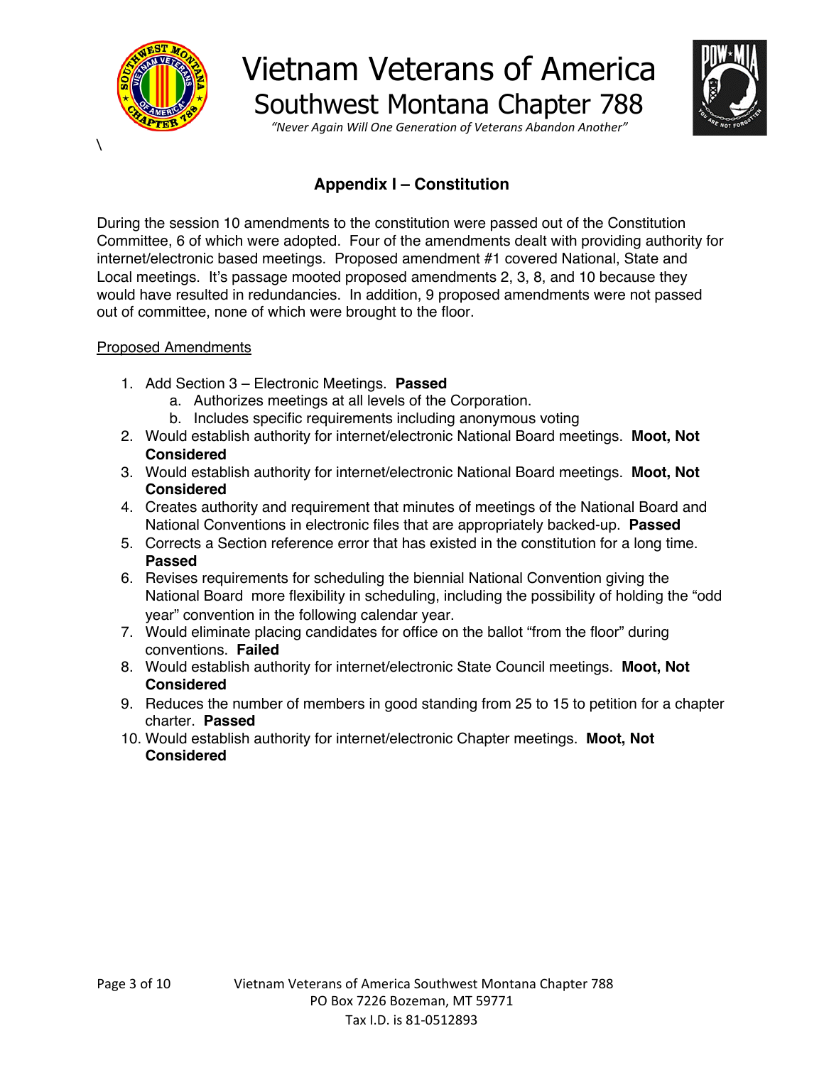# Appendix I – Constitution

During the session 10 amendments to the constitution were passed out of the Constitution Committee, 6 of which were adopted. Four of the amendments dealt with providing authority for internet/electronic based meetings. Proposed amendment #1 covered National, State and Local meetings. It's passage mooted proposed amendments 2, 3, 8, and 10 because they would have resulted in redundancies. In addition, 9 proposed amendments were not passed out of committee, none of which were brought to the floor.

<u>Proposed Amendments</u>

1. Add Section 3 – Electronic Meetings. **Passed**
   a. Authorizes meetings at all levels of the Corporation.
   b. Includes specific requirements including anonymous voting
2. Would establish authority for internet/electronic National Board meetings. **Moot, Not Considered**
3. Would establish authority for internet/electronic National Board meetings. **Moot, Not Considered**
4. Creates authority and requirement that minutes of meetings of the National Board and National Conventions in electronic files that are appropriately backed-up. **Passed**
5. Corrects a Section reference error that has existed in the constitution for a long time. **Passed**
6. Revises requirements for scheduling the biennial National Convention giving the National Board more flexibility in scheduling, including the possibility of holding the "odd year" convention in the following calendar year.
7. Would eliminate placing candidates for office on the ballot "from the floor" during conventions. **Failed**
8. Would establish authority for internet/electronic State Council meetings. **Moot, Not Considered**
9. Reduces the number of members in good standing from 25 to 15 to petition for a chapter charter. **Passed**
10. Would establish authority for internet/electronic Chapter meetings. **Moot, Not Considered**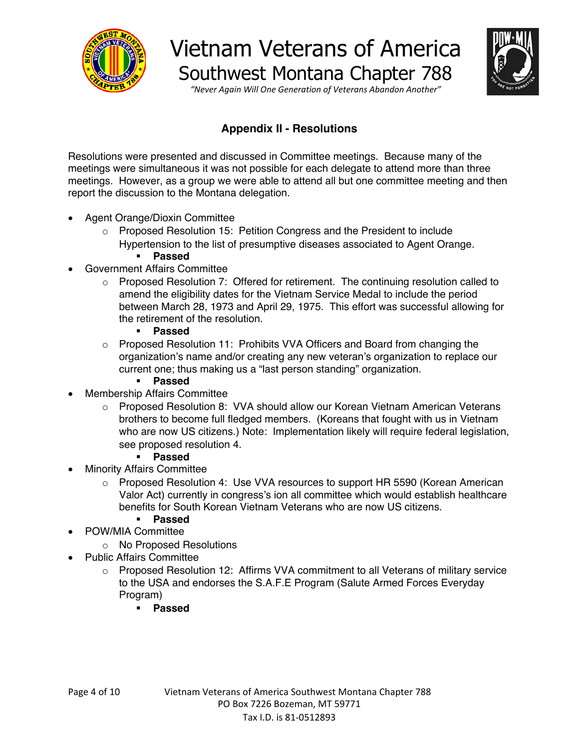## Appendix II - Resolutions

Resolutions were presented and discussed in Committee meetings. Because many of the meetings were simultaneous it was not possible for each delegate to attend more than three meetings. However, as a group we were able to attend all but one committee meeting and then report the discussion to the Montana delegation.

- Agent Orange/Dioxin Committee
  - Proposed Resolution 15: Petition Congress and the President to include Hypertension to the list of presumptive diseases associated to Agent Orange.
    - **Passed**
- Government Affairs Committee
  - Proposed Resolution 7: Offered for retirement. The continuing resolution called to amend the eligibility dates for the Vietnam Service Medal to include the period between March 28, 1973 and April 29, 1975. This effort was successful allowing for the retirement of the resolution.
    - **Passed**
  - Proposed Resolution 11: Prohibits VVA Officers and Board from changing the organization's name and/or creating any new veteran's organization to replace our current one; thus making us a "last person standing" organization.
    - **Passed**
- Membership Affairs Committee
  - Proposed Resolution 8: VVA should allow our Korean Vietnam American Veterans brothers to become full fledged members. (Koreans that fought with us in Vietnam who are now US citizens.) Note: Implementation likely will require federal legislation, see proposed resolution 4.
    - **Passed**
- Minority Affairs Committee
  - Proposed Resolution 4: Use VVA resources to support HR 5590 (Korean American Valor Act) currently in congress's ion all committee which would establish healthcare benefits for South Korean Vietnam Veterans who are now US citizens.
    - **Passed**
- POW/MIA Committee
  - No Proposed Resolutions
- Public Affairs Committee
  - Proposed Resolution 12: Affirms VVA commitment to all Veterans of military service to the USA and endorses the S.A.F.E Program (Salute Armed Forces Everyday Program)
    - **Passed**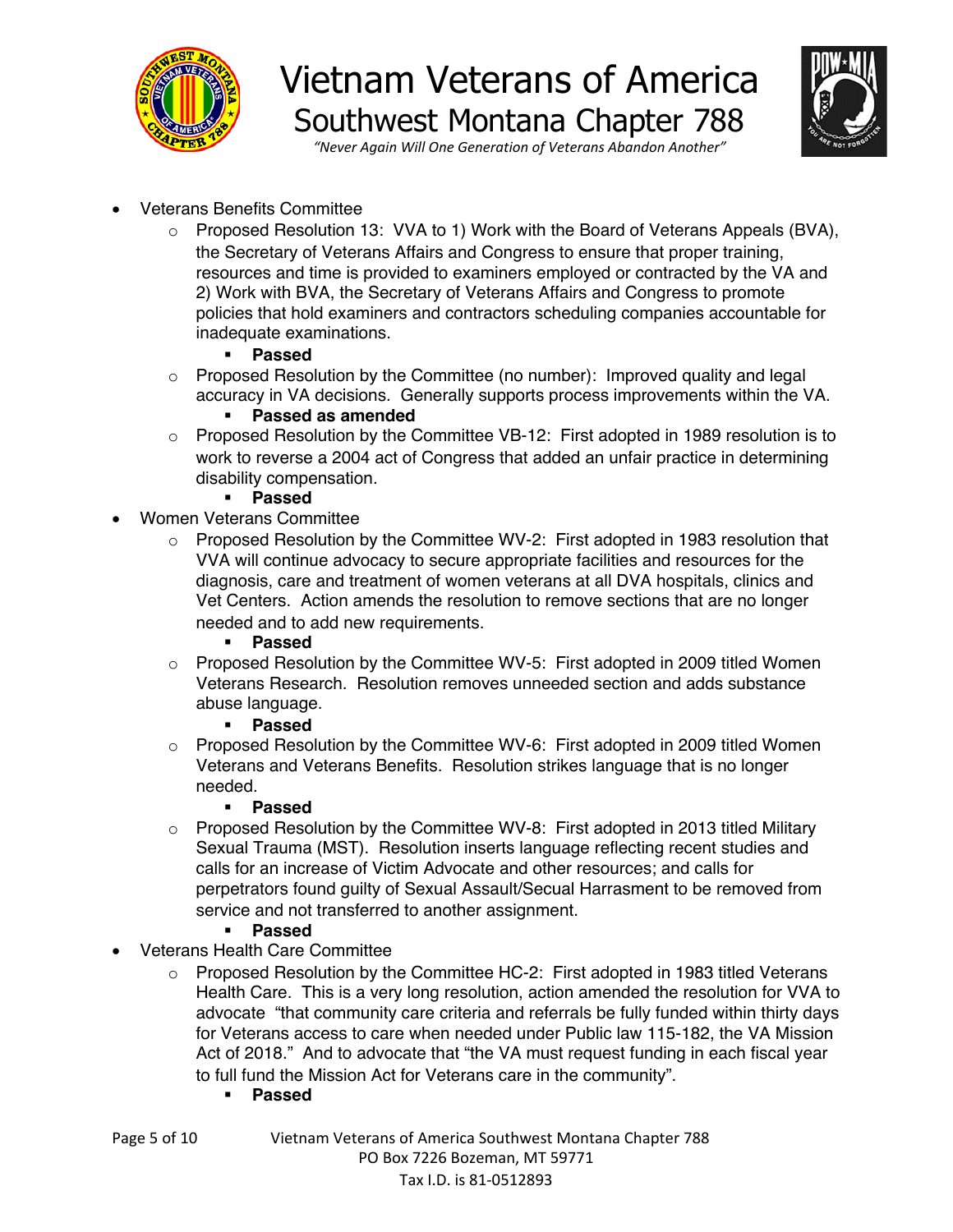- Veterans Benefits Committee
  - Proposed Resolution 13: VVA to 1) Work with the Board of Veterans Appeals (BVA), the Secretary of Veterans Affairs and Congress to ensure that proper training, resources and time is provided to examiners employed or contracted by the VA and 2) Work with BVA, the Secretary of Veterans Affairs and Congress to promote policies that hold examiners and contractors scheduling companies accountable for inadequate examinations.
    - **Passed**
  - Proposed Resolution by the Committee (no number): Improved quality and legal accuracy in VA decisions. Generally supports process improvements within the VA.
    - **Passed as amended**
  - Proposed Resolution by the Committee VB-12: First adopted in 1989 resolution is to work to reverse a 2004 act of Congress that added an unfair practice in determining disability compensation.
    - **Passed**
- Women Veterans Committee
  - Proposed Resolution by the Committee WV-2: First adopted in 1983 resolution that VVA will continue advocacy to secure appropriate facilities and resources for the diagnosis, care and treatment of women veterans at all DVA hospitals, clinics and Vet Centers. Action amends the resolution to remove sections that are no longer needed and to add new requirements.
    - **Passed**
  - Proposed Resolution by the Committee WV-5: First adopted in 2009 titled Women Veterans Research. Resolution removes unneeded section and adds substance abuse language.
    - **Passed**
  - Proposed Resolution by the Committee WV-6: First adopted in 2009 titled Women Veterans and Veterans Benefits. Resolution strikes language that is no longer needed.
    - **Passed**
  - Proposed Resolution by the Committee WV-8: First adopted in 2013 titled Military Sexual Trauma (MST). Resolution inserts language reflecting recent studies and calls for an increase of Victim Advocate and other resources; and calls for perpetrators found guilty of Sexual Assault/Secual Harrasment to be removed from service and not transferred to another assignment.
    - **Passed**
- Veterans Health Care Committee
  - Proposed Resolution by the Committee HC-2: First adopted in 1983 titled Veterans Health Care. This is a very long resolution, action amended the resolution for VVA to advocate "that community care criteria and referrals be fully funded within thirty days for Veterans access to care when needed under Public law 115-182, the VA Mission Act of 2018." And to advocate that "the VA must request funding in each fiscal year to full fund the Mission Act for Veterans care in the community".
    - **Passed**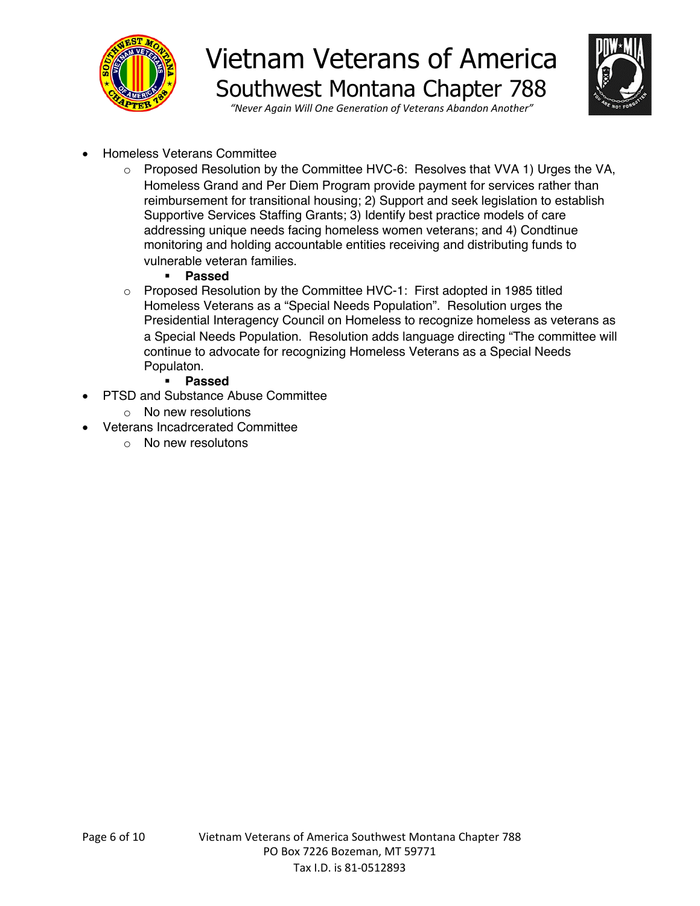- Homeless Veterans Committee
  - Proposed Resolution by the Committee HVC-6: Resolves that VVA 1) Urges the VA, Homeless Grand and Per Diem Program provide payment for services rather than reimbursement for transitional housing; 2) Support and seek legislation to establish Supportive Services Staffing Grants; 3) Identify best practice models of care addressing unique needs facing homeless women veterans; and 4) Condtinue monitoring and holding accountable entities receiving and distributing funds to vulnerable veteran families.
    - **Passed**
  - Proposed Resolution by the Committee HVC-1: First adopted in 1985 titled Homeless Veterans as a "Special Needs Population". Resolution urges the Presidential Interagency Council on Homeless to recognize homeless as veterans as a Special Needs Population. Resolution adds language directing "The committee will continue to advocate for recognizing Homeless Veterans as a Special Needs Populaton.
    - **Passed**
- PTSD and Substance Abuse Committee
  - No new resolutions
- Veterans Incadrcerated Committee
  - No new resolutons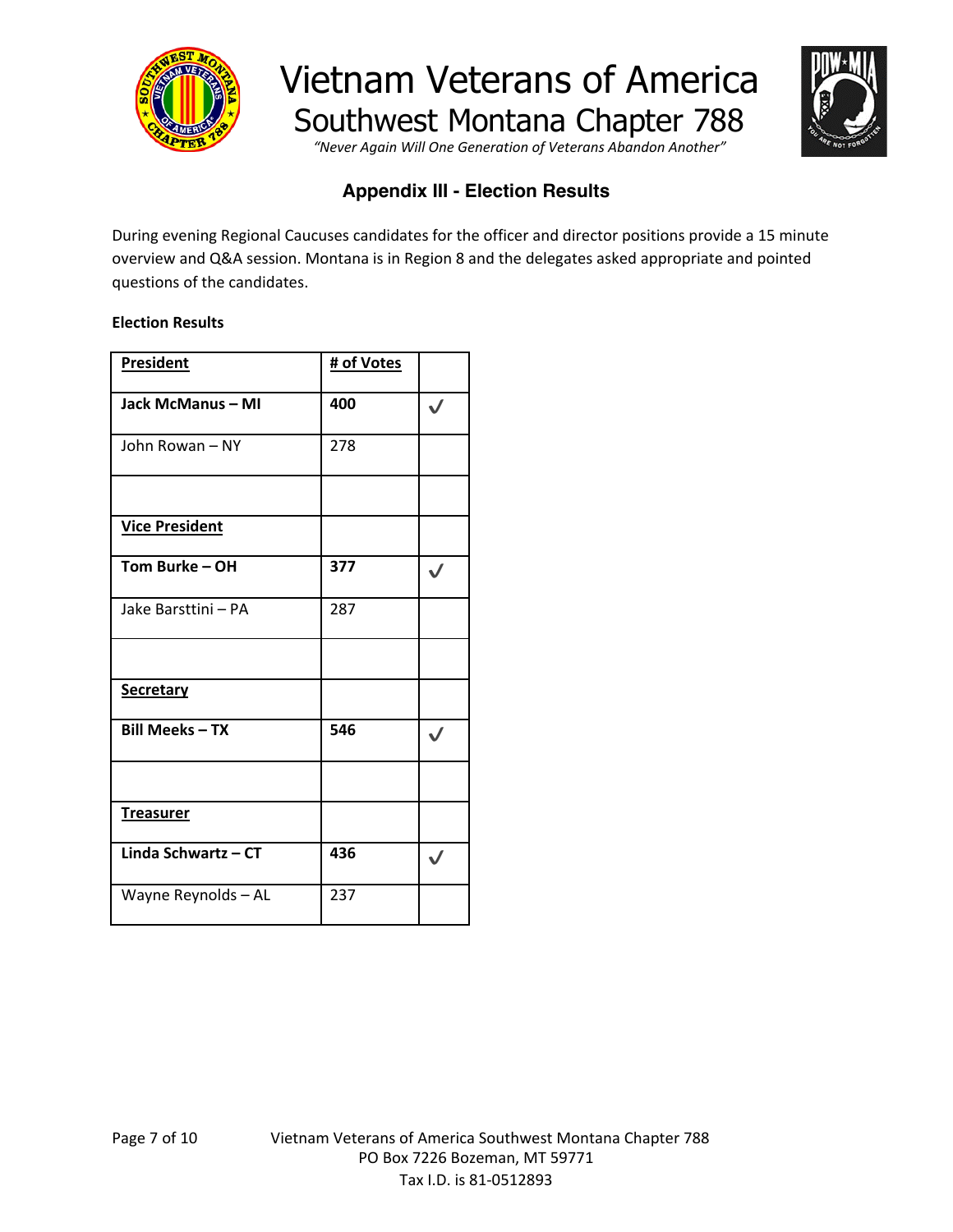Vietnam Veterans of America
Southwest Montana Chapter 788

*"Never Again Will One Generation of Veterans Abandon Another"*

## Appendix III - Election Results

During evening Regional Caucuses candidates for the officer and director positions provide a 15 minute overview and Q&A session. Montana is in Region 8 and the delegates asked appropriate and pointed questions of the candidates.

**Election Results**

| **President** | **# of Votes** | |
|---|---|---|
| **Jack McManus – MI** | **400** | ✓ |
| John Rowan – NY | 278 | |
| | | |
| **Vice President** | | |
| **Tom Burke – OH** | **377** | ✓ |
| Jake Barsttini – PA | 287 | |
| | | |
| **Secretary** | | |
| **Bill Meeks – TX** | **546** | ✓ |
| | | |
| **Treasurer** | | |
| **Linda Schwartz – CT** | **436** | ✓ |
| Wayne Reynolds – AL | 237 | |

Vietnam Veterans of America Southwest Montana Chapter 788
PO Box 7226 Bozeman, MT 59771
Tax I.D. is 81-0512893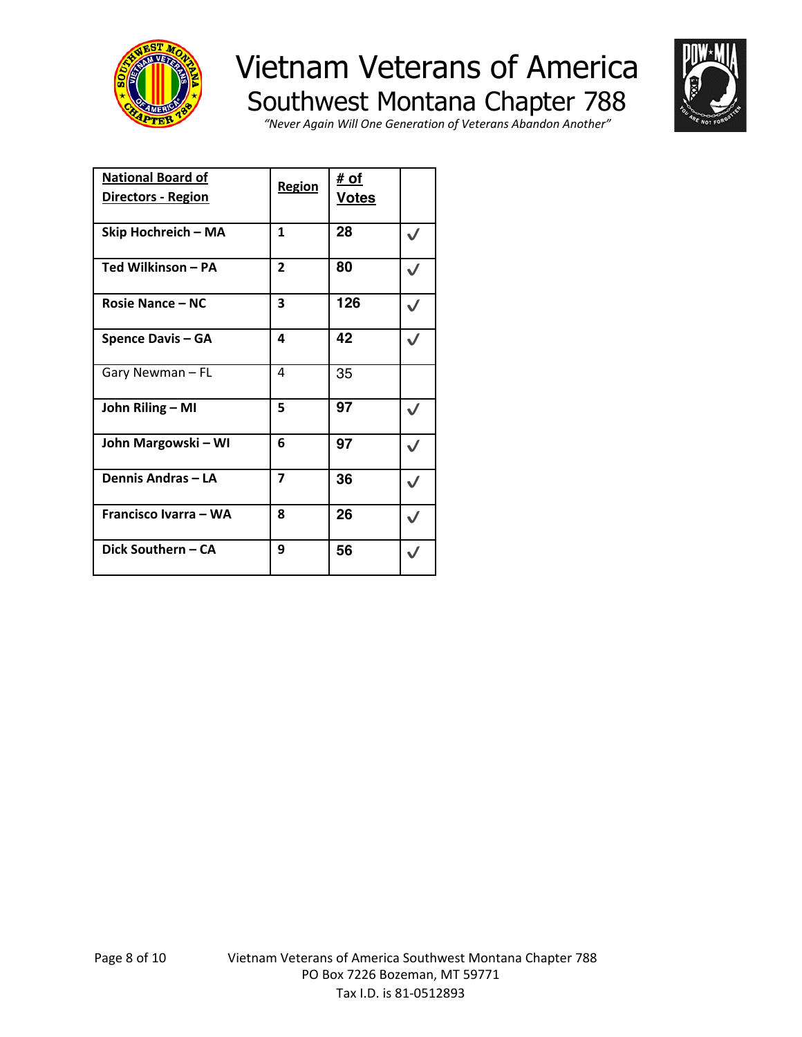# Vietnam Veterans of America

## Southwest Montana Chapter 788

*"Never Again Will One Generation of Veterans Abandon Another"*

| National Board of Directors - Region | Region | # of Votes | |
|---|---|---|---|
| **Skip Hochreich – MA** | **1** | **28** | ✓ |
| **Ted Wilkinson – PA** | **2** | **80** | ✓ |
| **Rosie Nance – NC** | **3** | **126** | ✓ |
| **Spence Davis – GA** | **4** | **42** | ✓ |
| Gary Newman – FL | 4 | 35 | |
| **John Riling – MI** | **5** | **97** | ✓ |
| **John Margowski – WI** | **6** | **97** | ✓ |
| **Dennis Andras – LA** | **7** | **36** | ✓ |
| **Francisco Ivarra – WA** | **8** | **26** | ✓ |
| **Dick Southern – CA** | **9** | **56** | ✓ |

Vietnam Veterans of America Southwest Montana Chapter 788
PO Box 7226 Bozeman, MT 59771
Tax I.D. is 81-0512893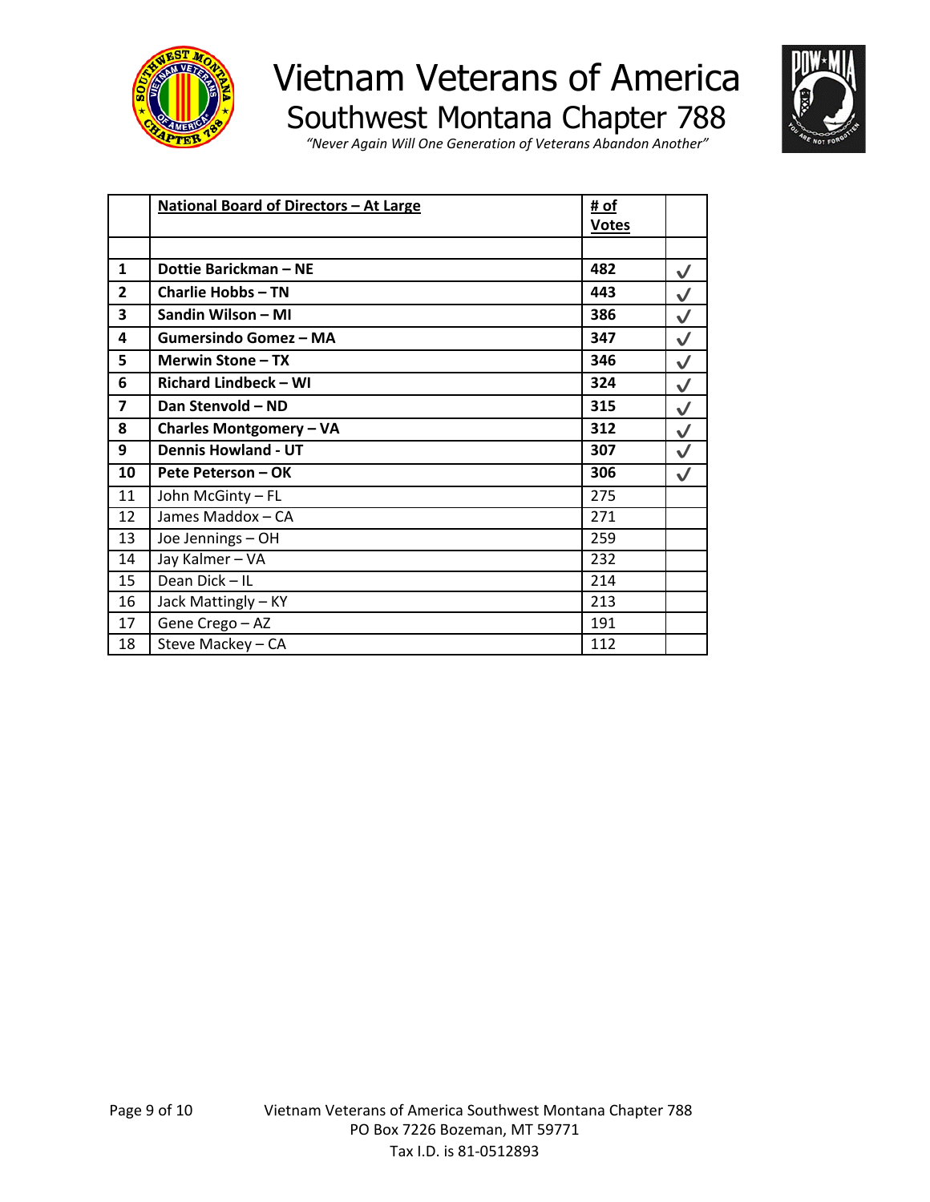# Vietnam Veterans of America

## Southwest Montana Chapter 788

*"Never Again Will One Generation of Veterans Abandon Another"*

| | **National Board of Directors – At Large** | **# of Votes** | |
|---|---|---|---|
| | | | |
| **1** | **Dottie Barickman – NE** | **482** | ✓ |
| **2** | **Charlie Hobbs – TN** | **443** | ✓ |
| **3** | **Sandin Wilson – MI** | **386** | ✓ |
| **4** | **Gumersindo Gomez – MA** | **347** | ✓ |
| **5** | **Merwin Stone – TX** | **346** | ✓ |
| **6** | **Richard Lindbeck – WI** | **324** | ✓ |
| **7** | **Dan Stenvold – ND** | **315** | ✓ |
| **8** | **Charles Montgomery – VA** | **312** | ✓ |
| **9** | **Dennis Howland - UT** | **307** | ✓ |
| **10** | **Pete Peterson – OK** | **306** | ✓ |
| 11 | John McGinty – FL | 275 | |
| 12 | James Maddox – CA | 271 | |
| 13 | Joe Jennings – OH | 259 | |
| 14 | Jay Kalmer – VA | 232 | |
| 15 | Dean Dick – IL | 214 | |
| 16 | Jack Mattingly – KY | 213 | |
| 17 | Gene Crego – AZ | 191 | |
| 18 | Steve Mackey – CA | 112 | |

Vietnam Veterans of America Southwest Montana Chapter 788
PO Box 7226 Bozeman, MT 59771
Tax I.D. is 81-0512893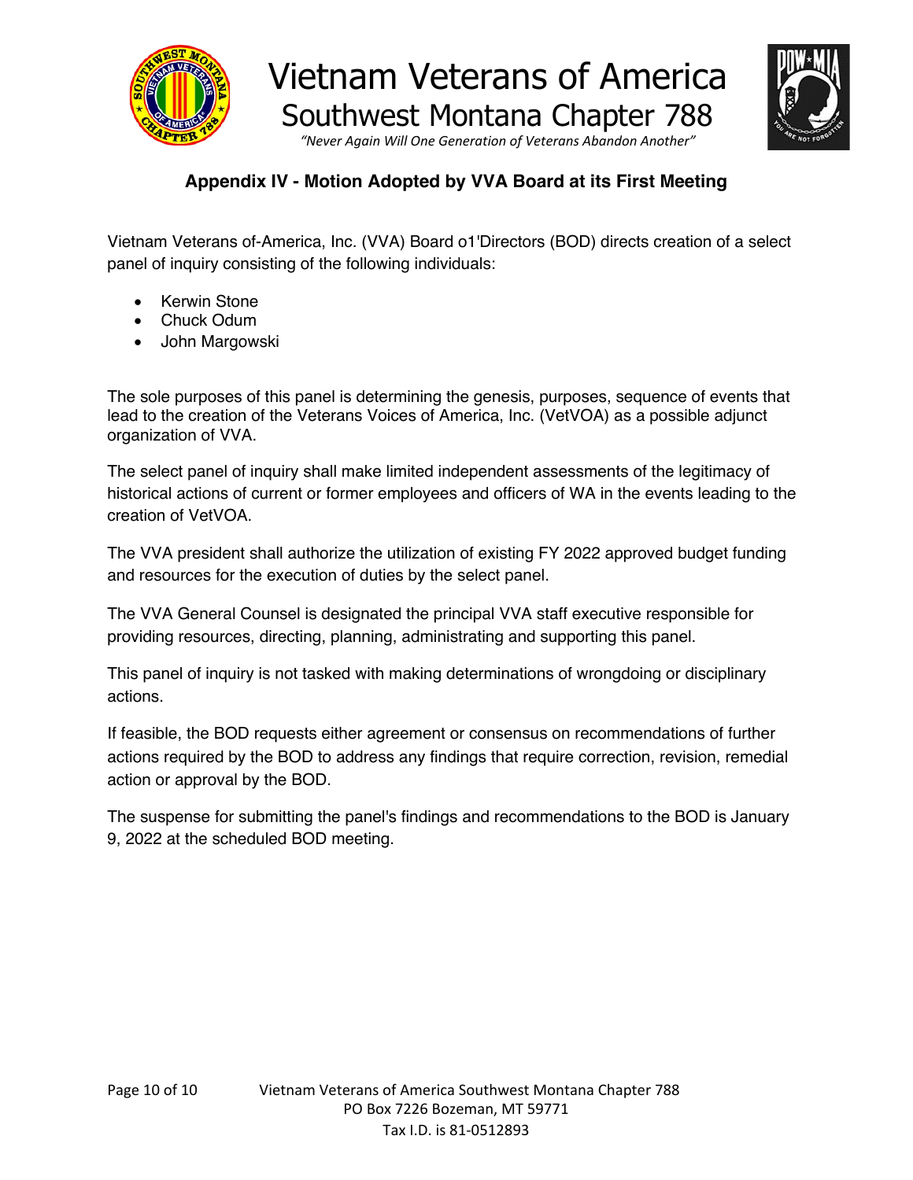## Appendix IV - Motion Adopted by VVA Board at its First Meeting

Vietnam Veterans of-America, Inc. (VVA) Board o1'Directors (BOD) directs creation of a select panel of inquiry consisting of the following individuals:

- Kerwin Stone
- Chuck Odum
- John Margowski

The sole purposes of this panel is determining the genesis, purposes, sequence of events that lead to the creation of the Veterans Voices of America, Inc. (VetVOA) as a possible adjunct organization of VVA.

The select panel of inquiry shall make limited independent assessments of the legitimacy of historical actions of current or former employees and officers of WA in the events leading to the creation of VetVOA.

The VVA president shall authorize the utilization of existing FY 2022 approved budget funding and resources for the execution of duties by the select panel.

The VVA General Counsel is designated the principal VVA staff executive responsible for providing resources, directing, planning, administrating and supporting this panel.

This panel of inquiry is not tasked with making determinations of wrongdoing or disciplinary actions.

If feasible, the BOD requests either agreement or consensus on recommendations of further actions required by the BOD to address any findings that require correction, revision, remedial action or approval by the BOD.

The suspense for submitting the panel's findings and recommendations to the BOD is January 9, 2022 at the scheduled BOD meeting.